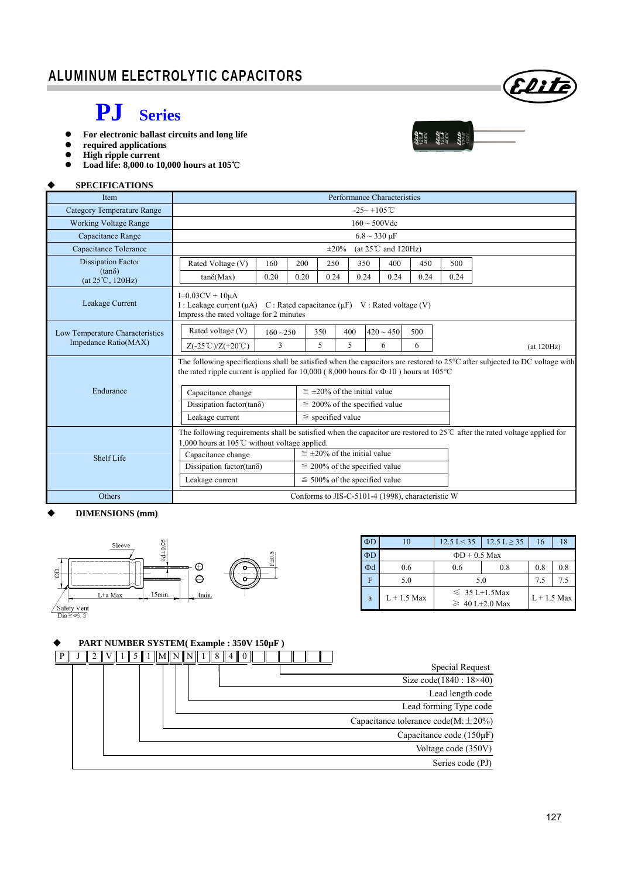# ALUMINUM ELECTROLYTIC CAPACITORS

# PJ Series

- **For electronic ballast circuits and long life**
- **required applications**
- **High ripple current**
- **Load life: 8,000 to 10,000 hours at 105℃**

### SPECIFICATIONS

| Item | Performance Characteristics |
|---|---|
| Category Temperature Range | -25~ +105℃ |
| Working Voltage Range | 160 ~ 500Vdc |
| Capacitance Range | 6.8 ~ 330 μF |
| Capacitance Tolerance | ±20% (at 25℃ and 120Hz) |
| Dissipation Factor (tanδ) (at 25℃, 120Hz) | Rated Voltage (V): 160 / 200 / 250 / 350 / 400 / 450 / 500<br>tanδ(Max): 0.20 / 0.20 / 0.24 / 0.24 / 0.24 / 0.24 / 0.24 |
| Leakage Current | I=0.03CV + 10μA<br>I : Leakage current (μA) C : Rated capacitance (μF) V : Rated voltage (V)<br>Impress the rated voltage for 2 minutes |
| Low Temperature Characteristics Impedance Ratio(MAX) | Rated voltage (V): 160 ~250 / 350 / 400 / 420 ~ 450 / 500<br>Z(-25℃)/Z(+20℃): 3 / 5 / 5 / 6 / 6<br>(at 120Hz) |
| Endurance | The following specifications shall be satisfied when the capacitors are restored to 25°C after subjected to DC voltage with the rated ripple current is applied for 10,000 ( 8,000 hours for Φ 10 ) hours at 105°C<br>Capacitance change: ≦ ±20% of the initial value<br>Dissipation factor(tanδ): ≦ 200% of the specified value<br>Leakage current: ≦ specified value |
| Shelf Life | The following requirements shall be satisfied when the capacitor are restored to 25℃ after the rated voltage applied for 1,000 hours at 105℃ without voltage applied.<br>Capacitance change: ≦ ±20% of the initial value<br>Dissipation factor(tanδ): ≦ 200% of the specified value<br>Leakage current: ≦ 500% of the specified value |
| Others | Conforms to JIS-C-5101-4 (1998), characteristic W |

### DIMENSIONS (mm)

Sleeve, ØD, ød±0.05, L+a Max, 15min, 4min, F±0.5, Safety Vent Dia≧ø6.3

| ΦD | 10 | 12.5 L< 35 | 12.5 L ≥ 35 | 16 | 18 |
|---|---|---|---|---|---|
| ΦD | ΦD + 0.5 Max | | | | |
| Φd | 0.6 | 0.6 | 0.8 | 0.8 | 0.8 |
| F | 5.0 | 5.0 | | 7.5 | 7.5 |
| a | L + 1.5 Max | ≤ 35 L+1.5Max<br>≥ 40 L+2.0 Max | | L + 1.5 Max | |

### PART NUMBER SYSTEM( Example : 350V 150μF )

| P | J | 2 | V | 1 | 5 | 1 | M | N | N | 1 | 8 | 4 | 0 | | | | | |
|---|---|---|---|---|---|---|---|---|---|---|---|---|---|---|---|---|---|---|

- Special Request
- Size code(1840 : 18×40)
- Lead length code
- Lead forming Type code
- Capacitance tolerance code(M:±20%)
- Capacitance code (150μF)
- Voltage code (350V)
- Series code (PJ)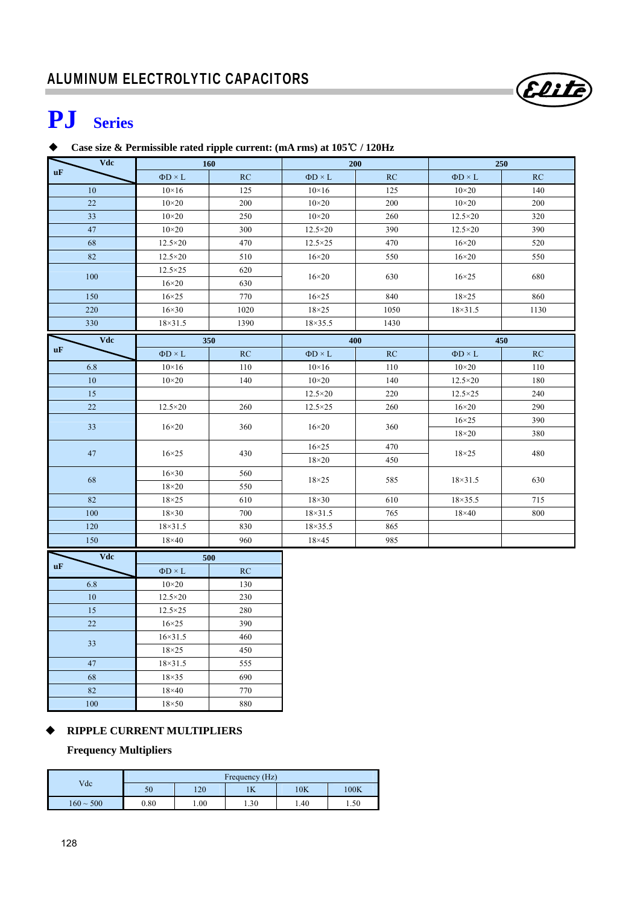# ALUMINUM ELECTROLYTIC CAPACITORS

# PJ Series

◆ **Case size & Permissible rated ripple current: (mA rms) at 105℃ / 120Hz**

| uF \ Vdc | 160 | | 200 | | 250 | |
|---|---|---|---|---|---|---|
| | ΦD × L | RC | ΦD × L | RC | ΦD × L | RC |
| 10 | 10×16 | 125 | 10×16 | 125 | 10×20 | 140 |
| 22 | 10×20 | 200 | 10×20 | 200 | 10×20 | 200 |
| 33 | 10×20 | 250 | 10×20 | 260 | 12.5×20 | 320 |
| 47 | 10×20 | 300 | 12.5×20 | 390 | 12.5×20 | 390 |
| 68 | 12.5×20 | 470 | 12.5×25 | 470 | 16×20 | 520 |
| 82 | 12.5×20 | 510 | 16×20 | 550 | 16×20 | 550 |
| 100 | 12.5×25 | 620 | 16×20 | 630 | 16×25 | 680 |
| | 16×20 | 630 | | | | |
| 150 | 16×25 | 770 | 16×25 | 840 | 18×25 | 860 |
| 220 | 16×30 | 1020 | 18×25 | 1050 | 18×31.5 | 1130 |
| 330 | 18×31.5 | 1390 | 18×35.5 | 1430 | | |

| uF \ Vdc | 350 | | 400 | | 450 | |
|---|---|---|---|---|---|---|
| | ΦD × L | RC | ΦD × L | RC | ΦD × L | RC |
| 6.8 | 10×16 | 110 | 10×16 | 110 | 10×20 | 110 |
| 10 | 10×20 | 140 | 10×20 | 140 | 12.5×20 | 180 |
| 15 | | | 12.5×20 | 220 | 12.5×25 | 240 |
| 22 | 12.5×20 | 260 | 12.5×25 | 260 | 16×20 | 290 |
| 33 | 16×20 | 360 | 16×20 | 360 | 16×25 | 390 |
| | | | | | 18×20 | 380 |
| 47 | 16×25 | 430 | 16×25 | 470 | 18×25 | 480 |
| | | | 18×20 | 450 | | |
| 68 | 16×30 | 560 | 18×25 | 585 | 18×31.5 | 630 |
| | 18×20 | 550 | | | | |
| 82 | 18×25 | 610 | 18×30 | 610 | 18×35.5 | 715 |
| 100 | 18×30 | 700 | 18×31.5 | 765 | 18×40 | 800 |
| 120 | 18×31.5 | 830 | 18×35.5 | 865 | | |
| 150 | 18×40 | 960 | 18×45 | 985 | | |

| uF \ Vdc | 500 | |
|---|---|---|
| | ΦD × L | RC |
| 6.8 | 10×20 | 130 |
| 10 | 12.5×20 | 230 |
| 15 | 12.5×25 | 280 |
| 22 | 16×25 | 390 |
| 33 | 16×31.5 | 460 |
| | 18×25 | 450 |
| 47 | 18×31.5 | 555 |
| 68 | 18×35 | 690 |
| 82 | 18×40 | 770 |
| 100 | 18×50 | 880 |

◆ **RIPPLE CURRENT MULTIPLIERS**

**Frequency Multipliers**

| Vdc | Frequency (Hz) | | | | |
|---|---|---|---|---|---|
| | 50 | 120 | 1K | 10K | 100K |
| 160 ~ 500 | 0.80 | 1.00 | 1.30 | 1.40 | 1.50 |